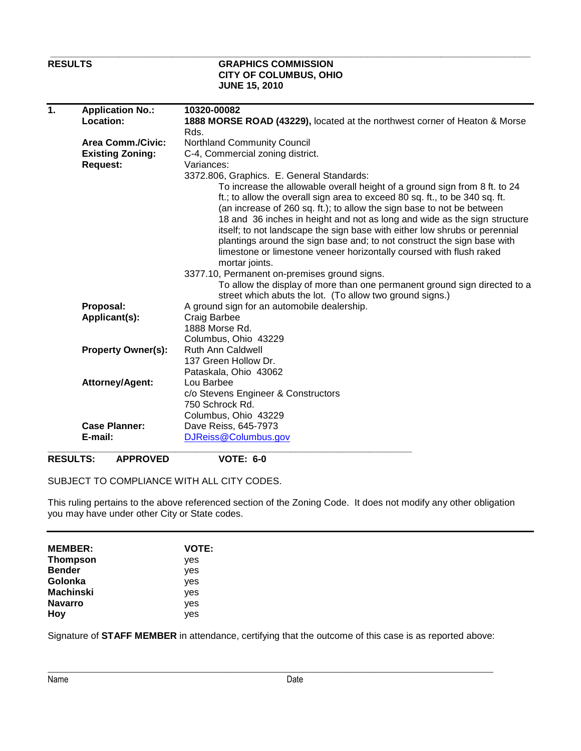**RESULTS** **GRAPHICS COMMISSION**
**CITY OF COLUMBUS, OHIO**
**JUNE 15, 2010**

---

**1.**

| | |
|---|---|
| **Application No.:** | **10320-00082** |
| **Location:** | **1888 MORSE ROAD (43229),** located at the northwest corner of Heaton & Morse Rds. |
| **Area Comm./Civic:** | Northland Community Council |
| **Existing Zoning:** | C-4, Commercial zoning district. |
| **Request:** | Variances: |

3372.806, Graphics. E. General Standards:

To increase the allowable overall height of a ground sign from 8 ft. to 24 ft.; to allow the overall sign area to exceed 80 sq. ft., to be 340 sq. ft. (an increase of 260 sq. ft.); to allow the sign base to not be between 18 and 36 inches in height and not as long and wide as the sign structure itself; to not landscape the sign base with either low shrubs or perennial plantings around the sign base and; to not construct the sign base with limestone or limestone veneer horizontally coursed with flush raked mortar joints.

3377.10, Permanent on-premises ground signs.

To allow the display of more than one permanent ground sign directed to a street which abuts the lot. (To allow two ground signs.)

| | |
|---|---|
| **Proposal:** | A ground sign for an automobile dealership. |
| **Applicant(s):** | Craig Barbee<br>1888 Morse Rd.<br>Columbus, Ohio 43229 |
| **Property Owner(s):** | Ruth Ann Caldwell<br>137 Green Hollow Dr.<br>Pataskala, Ohio 43062 |
| **Attorney/Agent:** | Lou Barbee<br>c/o Stevens Engineer & Constructors<br>750 Schrock Rd.<br>Columbus, Ohio 43229 |
| **Case Planner:** | Dave Reiss, 645-7973 |
| **E-mail:** | DJReiss@Columbus.gov |

**RESULTS: APPROVED VOTE: 6-0**

SUBJECT TO COMPLIANCE WITH ALL CITY CODES.

This ruling pertains to the above referenced section of the Zoning Code. It does not modify any other obligation you may have under other City or State codes.

---

| **MEMBER:** | **VOTE:** |
|---|---|
| **Thompson** | yes |
| **Bender** | yes |
| **Golonka** | yes |
| **Machinski** | yes |
| **Navarro** | yes |
| **Hoy** | yes |

Signature of **STAFF MEMBER** in attendance, certifying that the outcome of this case is as reported above:

Name Date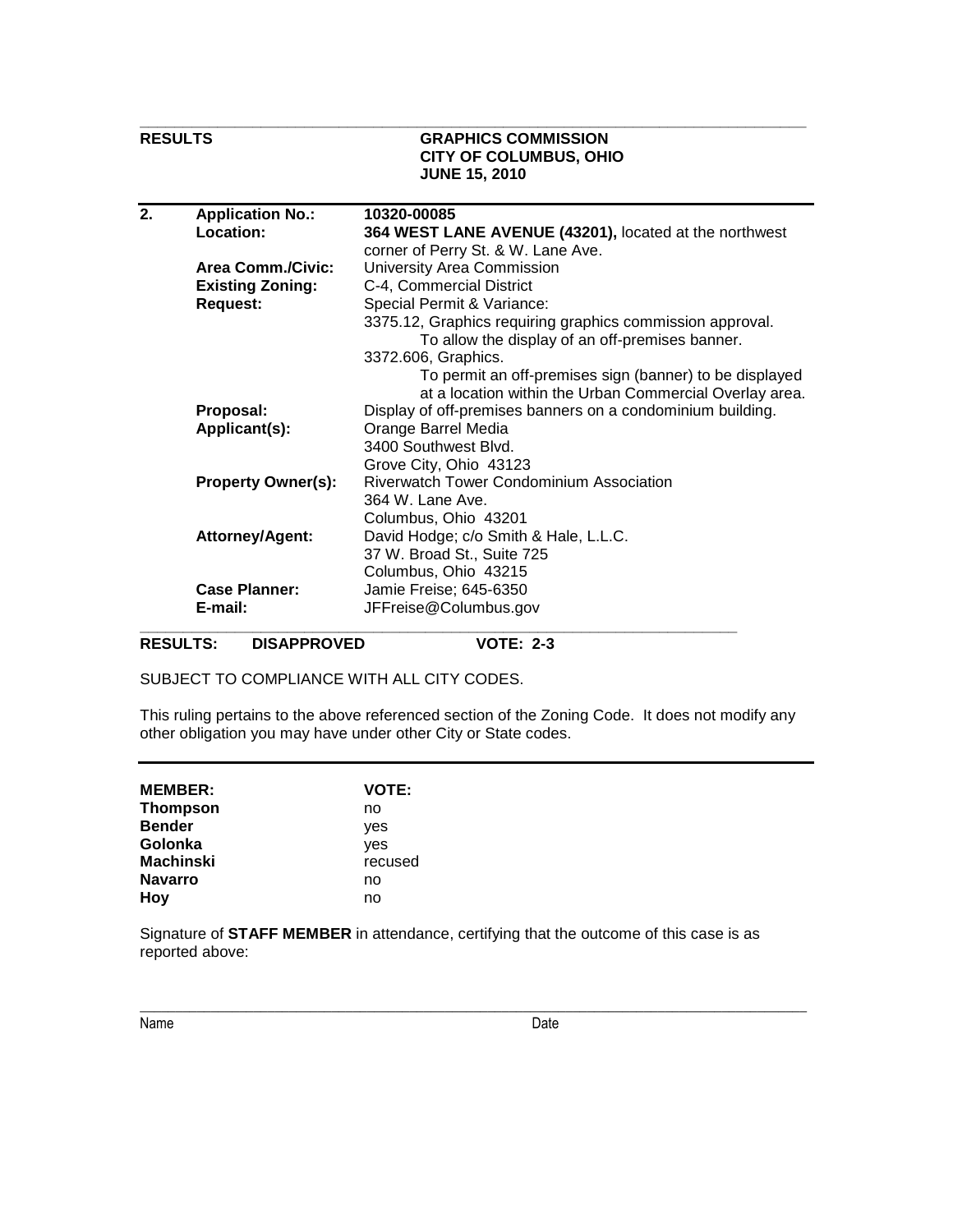**RESULTS**

**GRAPHICS COMMISSION**
**CITY OF COLUMBUS, OHIO**
**JUNE 15, 2010**

| | | |
|---|---|---|
| **2.** | **Application No.:** | **10320-00085** |
| | **Location:** | **364 WEST LANE AVENUE (43201),** located at the northwest corner of Perry St. & W. Lane Ave. |
| | **Area Comm./Civic:** | University Area Commission |
| | **Existing Zoning:** | C-4, Commercial District |
| | **Request:** | Special Permit & Variance:<br>3375.12, Graphics requiring graphics commission approval.<br>To allow the display of an off-premises banner.<br>3372.606, Graphics.<br>To permit an off-premises sign (banner) to be displayed at a location within the Urban Commercial Overlay area. |
| | **Proposal:** | Display of off-premises banners on a condominium building. |
| | **Applicant(s):** | Orange Barrel Media<br>3400 Southwest Blvd.<br>Grove City, Ohio 43123 |
| | **Property Owner(s):** | Riverwatch Tower Condominium Association<br>364 W. Lane Ave.<br>Columbus, Ohio 43201 |
| | **Attorney/Agent:** | David Hodge; c/o Smith & Hale, L.L.C.<br>37 W. Broad St., Suite 725<br>Columbus, Ohio 43215 |
| | **Case Planner:** | Jamie Freise; 645-6350 |
| | **E-mail:** | JFFreise@Columbus.gov |

**RESULTS: DISAPPROVED** **VOTE: 2-3**

SUBJECT TO COMPLIANCE WITH ALL CITY CODES.

This ruling pertains to the above referenced section of the Zoning Code. It does not modify any other obligation you may have under other City or State codes.

| **MEMBER:** | **VOTE:** |
|---|---|
| **Thompson** | no |
| **Bender** | yes |
| **Golonka** | yes |
| **Machinski** | recused |
| **Navarro** | no |
| **Hoy** | no |

Signature of **STAFF MEMBER** in attendance, certifying that the outcome of this case is as reported above:

Name Date